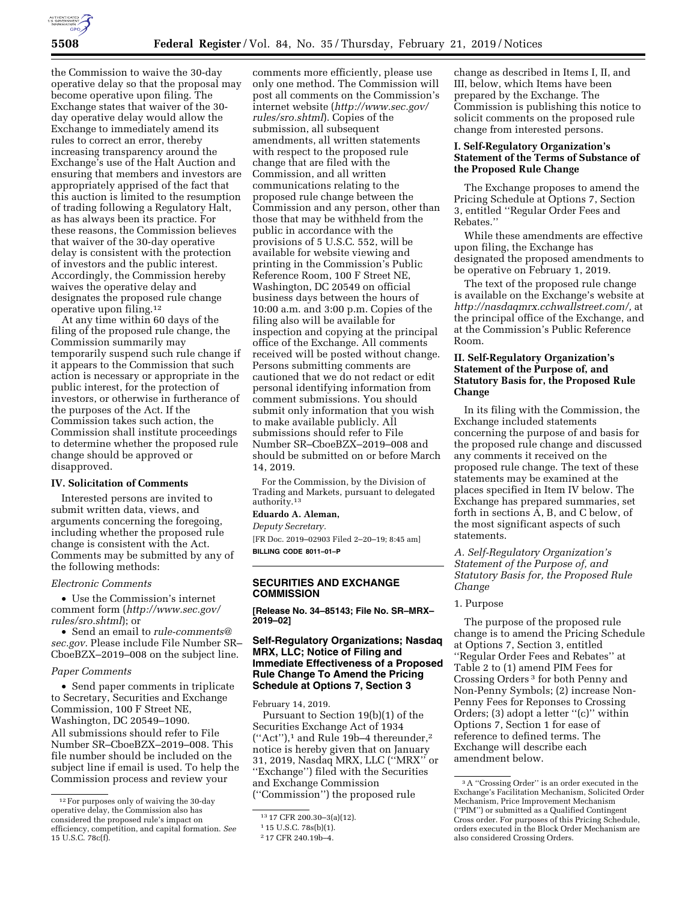the Commission to waive the 30-day operative delay so that the proposal may become operative upon filing. The Exchange states that waiver of the 30-day operative delay would allow the Exchange to immediately amend its rules to correct an error, thereby increasing transparency around the Exchange's use of the Halt Auction and ensuring that members and investors are appropriately apprised of the fact that this auction is limited to the resumption of trading following a Regulatory Halt, as has always been its practice. For these reasons, the Commission believes that waiver of the 30-day operative delay is consistent with the protection of investors and the public interest. Accordingly, the Commission hereby waives the operative delay and designates the proposed rule change operative upon filing.[12]

At any time within 60 days of the filing of the proposed rule change, the Commission summarily may temporarily suspend such rule change if it appears to the Commission that such action is necessary or appropriate in the public interest, for the protection of investors, or otherwise in furtherance of the purposes of the Act. If the Commission takes such action, the Commission shall institute proceedings to determine whether the proposed rule change should be approved or disapproved.

### IV. Solicitation of Comments

Interested persons are invited to submit written data, views, and arguments concerning the foregoing, including whether the proposed rule change is consistent with the Act. Comments may be submitted by any of the following methods:

*Electronic Comments*

- Use the Commission's internet comment form (*http://www.sec.gov/rules/sro.shtml*); or
- Send an email to *rule-comments@sec.gov.* Please include File Number SR–CboeBZX–2019–008 on the subject line.

*Paper Comments*

- Send paper comments in triplicate to Secretary, Securities and Exchange Commission, 100 F Street NE, Washington, DC 20549–1090.

All submissions should refer to File Number SR–CboeBZX–2019–008. This file number should be included on the subject line if email is used. To help the Commission process and review your comments more efficiently, please use only one method. The Commission will post all comments on the Commission's internet website (*http://www.sec.gov/rules/sro.shtml*). Copies of the submission, all subsequent amendments, all written statements with respect to the proposed rule change that are filed with the Commission, and all written communications relating to the proposed rule change between the Commission and any person, other than those that may be withheld from the public in accordance with the provisions of 5 U.S.C. 552, will be available for website viewing and printing in the Commission's Public Reference Room, 100 F Street NE, Washington, DC 20549 on official business days between the hours of 10:00 a.m. and 3:00 p.m. Copies of the filing also will be available for inspection and copying at the principal office of the Exchange. All comments received will be posted without change. Persons submitting comments are cautioned that we do not redact or edit personal identifying information from comment submissions. You should submit only information that you wish to make available publicly. All submissions should refer to File Number SR–CboeBZX–2019–008 and should be submitted on or before March 14, 2019.

For the Commission, by the Division of Trading and Markets, pursuant to delegated authority.[13]

**Eduardo A. Aleman,**

*Deputy Secretary.*

[FR Doc. 2019–02903 Filed 2–20–19; 8:45 am]

**BILLING CODE 8011–01–P**

---

[12] For purposes only of waiving the 30-day operative delay, the Commission also has considered the proposed rule's impact on efficiency, competition, and capital formation. *See* 15 U.S.C. 78c(f).

[13] 17 CFR 200.30–3(a)(12).

## SECURITIES AND EXCHANGE COMMISSION

**[Release No. 34–85143; File No. SR–MRX–2019–02]**

### Self-Regulatory Organizations; Nasdaq MRX, LLC; Notice of Filing and Immediate Effectiveness of a Proposed Rule Change To Amend the Pricing Schedule at Options 7, Section 3

February 14, 2019.

Pursuant to Section 19(b)(1) of the Securities Exchange Act of 1934 ("Act"),[1] and Rule 19b–4 thereunder,[2] notice is hereby given that on January 31, 2019, Nasdaq MRX, LLC ("MRX" or "Exchange") filed with the Securities and Exchange Commission ("Commission") the proposed rule change as described in Items I, II, and III, below, which Items have been prepared by the Exchange. The Commission is publishing this notice to solicit comments on the proposed rule change from interested persons.

### I. Self-Regulatory Organization's Statement of the Terms of Substance of the Proposed Rule Change

The Exchange proposes to amend the Pricing Schedule at Options 7, Section 3, entitled "Regular Order Fees and Rebates."

While these amendments are effective upon filing, the Exchange has designated the proposed amendments to be operative on February 1, 2019.

The text of the proposed rule change is available on the Exchange's website at *http://nasdaqmrx.cchwallstreet.com/,* at the principal office of the Exchange, and at the Commission's Public Reference Room.

### II. Self-Regulatory Organization's Statement of the Purpose of, and Statutory Basis for, the Proposed Rule Change

In its filing with the Commission, the Exchange included statements concerning the purpose of and basis for the proposed rule change and discussed any comments it received on the proposed rule change. The text of these statements may be examined at the places specified in Item IV below. The Exchange has prepared summaries, set forth in sections A, B, and C below, of the most significant aspects of such statements.

*A. Self-Regulatory Organization's Statement of the Purpose of, and Statutory Basis for, the Proposed Rule Change*

1. Purpose

The purpose of the proposed rule change is to amend the Pricing Schedule at Options 7, Section 3, entitled "Regular Order Fees and Rebates" at Table 2 to (1) amend PIM Fees for Crossing Orders[3] for both Penny and Non-Penny Symbols; (2) increase Non-Penny Fees for Reponses to Crossing Orders; (3) adopt a letter "(c)" within Options 7, Section 1 for ease of reference to defined terms. The Exchange will describe each amendment below.

---

[1] 15 U.S.C. 78s(b)(1).

[2] 17 CFR 240.19b–4.

[3] A "Crossing Order" is an order executed in the Exchange's Facilitation Mechanism, Solicited Order Mechanism, Price Improvement Mechanism ("PIM") or submitted as a Qualified Contingent Cross order. For purposes of this Pricing Schedule, orders executed in the Block Order Mechanism are also considered Crossing Orders.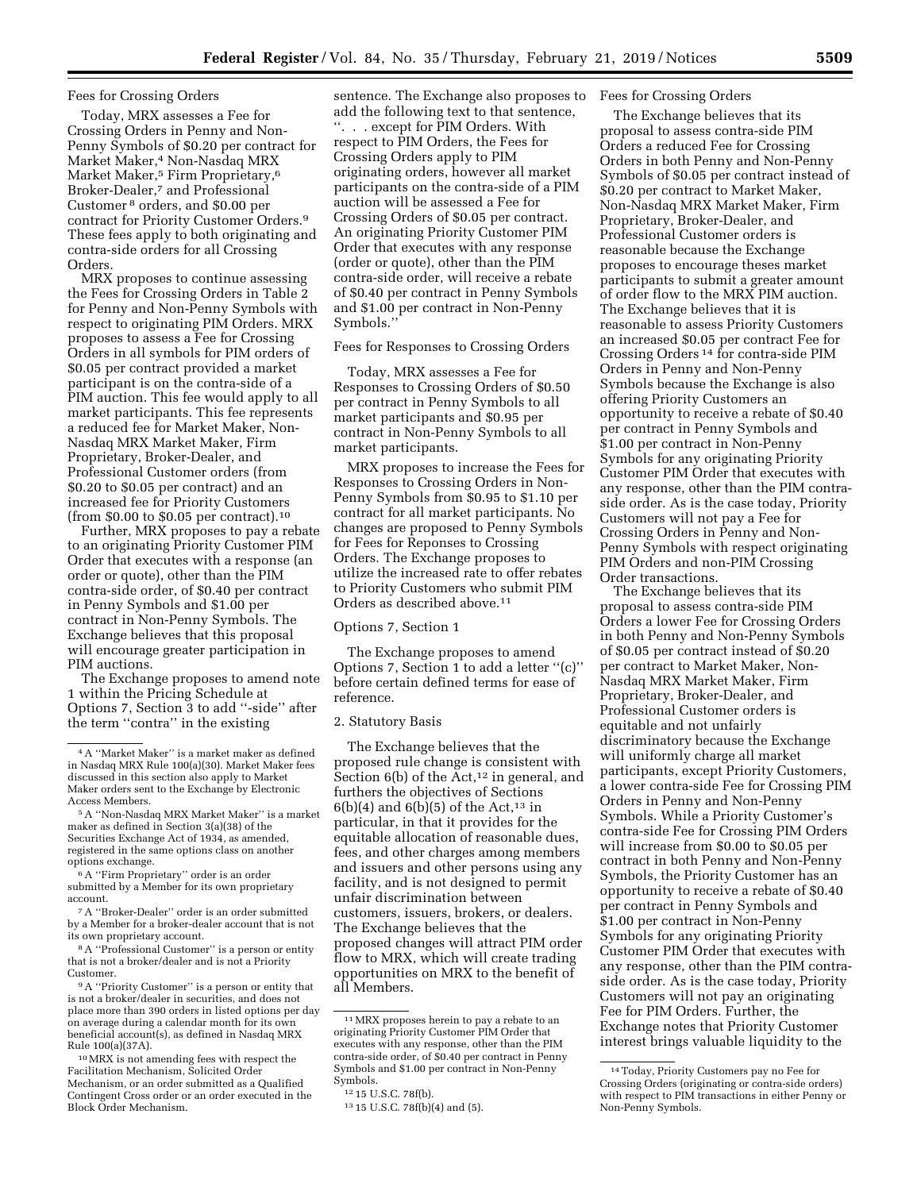Fees for Crossing Orders

Today, MRX assesses a Fee for Crossing Orders in Penny and Non-Penny Symbols of $0.20 per contract for Market Maker,[4] Non-Nasdaq MRX Market Maker,[5] Firm Proprietary,[6] Broker-Dealer,[7] and Professional Customer [8] orders, and $0.00 per contract for Priority Customer Orders.[9] These fees apply to both originating and contra-side orders for all Crossing Orders.

MRX proposes to continue assessing the Fees for Crossing Orders in Table 2 for Penny and Non-Penny Symbols with respect to originating PIM Orders. MRX proposes to assess a Fee for Crossing Orders in all symbols for PIM orders of $0.05 per contract provided a market participant is on the contra-side of a PIM auction. This fee would apply to all market participants. This fee represents a reduced fee for Market Maker, Non-Nasdaq MRX Market Maker, Firm Proprietary, Broker-Dealer, and Professional Customer orders (from $0.20 to $0.05 per contract) and an increased fee for Priority Customers (from $0.00 to $0.05 per contract).[10]

Further, MRX proposes to pay a rebate to an originating Priority Customer PIM Order that executes with a response (an order or quote), other than the PIM contra-side order, of $0.40 per contract in Penny Symbols and $1.00 per contract in Non-Penny Symbols. The Exchange believes that this proposal will encourage greater participation in PIM auctions.

The Exchange proposes to amend note 1 within the Pricing Schedule at Options 7, Section 3 to add "-side" after the term "contra" in the existing sentence. The Exchange also proposes to add the following text to that sentence, ". . . except for PIM Orders. With respect to PIM Orders, the Fees for Crossing Orders apply to PIM originating orders, however all market participants on the contra-side of a PIM auction will be assessed a Fee for Crossing Orders of $0.05 per contract. An originating Priority Customer PIM Order that executes with any response (order or quote), other than the PIM contra-side order, will receive a rebate of $0.40 per contract in Penny Symbols and $1.00 per contract in Non-Penny Symbols."

Fees for Responses to Crossing Orders

Today, MRX assesses a Fee for Responses to Crossing Orders of $0.50 per contract in Penny Symbols to all market participants and $0.95 per contract in Non-Penny Symbols to all market participants.

MRX proposes to increase the Fees for Responses to Crossing Orders in Non-Penny Symbols from $0.95 to $1.10 per contract for all market participants. No changes are proposed to Penny Symbols for Fees for Reponses to Crossing Orders. The Exchange proposes to utilize the increased rate to offer rebates to Priority Customers who submit PIM Orders as described above.[11]

Options 7, Section 1

The Exchange proposes to amend Options 7, Section 1 to add a letter "(c)" before certain defined terms for ease of reference.

2. Statutory Basis

The Exchange believes that the proposed rule change is consistent with Section 6(b) of the Act,[12] in general, and furthers the objectives of Sections 6(b)(4) and 6(b)(5) of the Act,[13] in particular, in that it provides for the equitable allocation of reasonable dues, fees, and other charges among members and issuers and other persons using any facility, and is not designed to permit unfair discrimination between customers, issuers, brokers, or dealers. The Exchange believes that the proposed changes will attract PIM order flow to MRX, which will create trading opportunities on MRX to the benefit of all Members.

Fees for Crossing Orders

The Exchange believes that its proposal to assess contra-side PIM Orders a reduced Fee for Crossing Orders in both Penny and Non-Penny Symbols of $0.05 per contract instead of $0.20 per contract to Market Maker, Non-Nasdaq MRX Market Maker, Firm Proprietary, Broker-Dealer, and Professional Customer orders is reasonable because the Exchange proposes to encourage theses market participants to submit a greater amount of order flow to the MRX PIM auction. The Exchange believes that it is reasonable to assess Priority Customers an increased $0.05 per contract Fee for Crossing Orders [14] for contra-side PIM Orders in Penny and Non-Penny Symbols because the Exchange is also offering Priority Customers an opportunity to receive a rebate of $0.40 per contract in Penny Symbols and $1.00 per contract in Non-Penny Symbols for any originating Priority Customer PIM Order that executes with any response, other than the PIM contra-side order. As is the case today, Priority Customers will not pay a Fee for Crossing Orders in Penny and Non-Penny Symbols with respect originating PIM Orders and non-PIM Crossing Order transactions.

The Exchange believes that its proposal to assess contra-side PIM Orders a lower Fee for Crossing Orders in both Penny and Non-Penny Symbols of $0.05 per contract instead of $0.20 per contract to Market Maker, Non-Nasdaq MRX Market Maker, Firm Proprietary, Broker-Dealer, and Professional Customer orders is equitable and not unfairly discriminatory because the Exchange will uniformly charge all market participants, except Priority Customers, a lower contra-side Fee for Crossing PIM Orders in Penny and Non-Penny Symbols. While a Priority Customer's contra-side Fee for Crossing PIM Orders will increase from $0.00 to $0.05 per contract in both Penny and Non-Penny Symbols, the Priority Customer has an opportunity to receive a rebate of $0.40 per contract in Penny Symbols and $1.00 per contract in Non-Penny Symbols for any originating Priority Customer PIM Order that executes with any response, other than the PIM contra-side order. As is the case today, Priority Customers will not pay an originating Fee for PIM Orders. Further, the Exchange notes that Priority Customer interest brings valuable liquidity to the

---

[4] A "Market Maker" is a market maker as defined in Nasdaq MRX Rule 100(a)(30). Market Maker fees discussed in this section also apply to Market Maker orders sent to the Exchange by Electronic Access Members.

[5] A "Non-Nasdaq MRX Market Maker" is a market maker as defined in Section 3(a)(38) of the Securities Exchange Act of 1934, as amended, registered in the same options class on another options exchange.

[6] A "Firm Proprietary" order is an order submitted by a Member for its own proprietary account.

[7] A "Broker-Dealer" order is an order submitted by a Member for a broker-dealer account that is not its own proprietary account.

[8] A "Professional Customer" is a person or entity that is not a broker/dealer and is not a Priority Customer.

[9] A "Priority Customer" is a person or entity that is not a broker/dealer in securities, and does not place more than 390 orders in listed options per day on average during a calendar month for its own beneficial account(s), as defined in Nasdaq MRX Rule 100(a)(37A).

[10] MRX is not amending fees with respect the Facilitation Mechanism, Solicited Order Mechanism, or an order submitted as a Qualified Contingent Cross order or an order executed in the Block Order Mechanism.

[11] MRX proposes herein to pay a rebate to an originating Priority Customer PIM Order that executes with any response, other than the PIM contra-side order, of $0.40 per contract in Penny Symbols and $1.00 per contract in Non-Penny Symbols.

[12] 15 U.S.C. 78f(b).

[13] 15 U.S.C. 78f(b)(4) and (5).

[14] Today, Priority Customers pay no Fee for Crossing Orders (originating or contra-side orders) with respect to PIM transactions in either Penny or Non-Penny Symbols.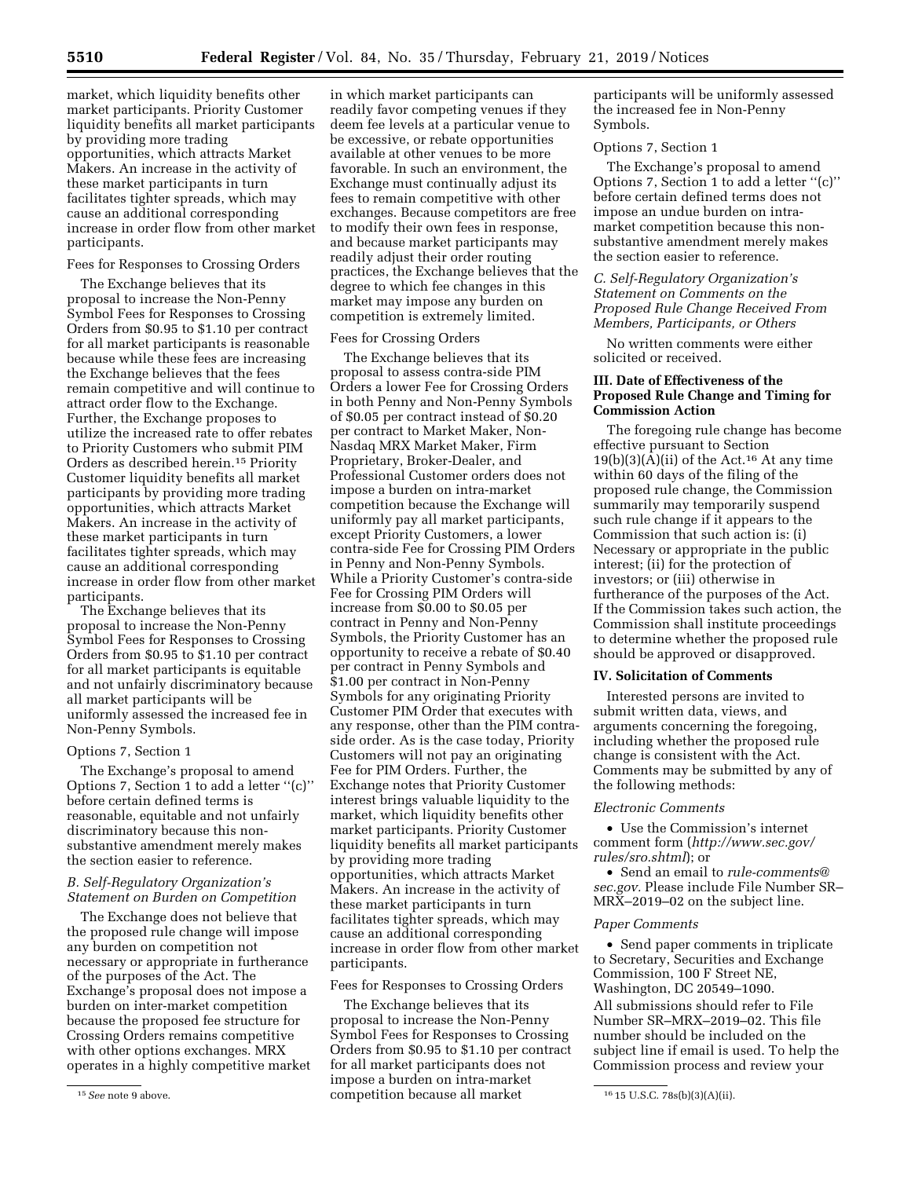market, which liquidity benefits other market participants. Priority Customer liquidity benefits all market participants by providing more trading opportunities, which attracts Market Makers. An increase in the activity of these market participants in turn facilitates tighter spreads, which may cause an additional corresponding increase in order flow from other market participants.

Fees for Responses to Crossing Orders

The Exchange believes that its proposal to increase the Non-Penny Symbol Fees for Responses to Crossing Orders from $0.95 to $1.10 per contract for all market participants is reasonable because while these fees are increasing the Exchange believes that the fees remain competitive and will continue to attract order flow to the Exchange. Further, the Exchange proposes to utilize the increased rate to offer rebates to Priority Customers who submit PIM Orders as described herein.[15] Priority Customer liquidity benefits all market participants by providing more trading opportunities, which attracts Market Makers. An increase in the activity of these market participants in turn facilitates tighter spreads, which may cause an additional corresponding increase in order flow from other market participants.

The Exchange believes that its proposal to increase the Non-Penny Symbol Fees for Responses to Crossing Orders from $0.95 to $1.10 per contract for all market participants is equitable and not unfairly discriminatory because all market participants will be uniformly assessed the increased fee in Non-Penny Symbols.

Options 7, Section 1

The Exchange's proposal to amend Options 7, Section 1 to add a letter "(c)" before certain defined terms is reasonable, equitable and not unfairly discriminatory because this non-substantive amendment merely makes the section easier to reference.

### *B. Self-Regulatory Organization's Statement on Burden on Competition*

The Exchange does not believe that the proposed rule change will impose any burden on competition not necessary or appropriate in furtherance of the purposes of the Act. The Exchange's proposal does not impose a burden on inter-market competition because the proposed fee structure for Crossing Orders remains competitive with other options exchanges. MRX operates in a highly competitive market in which market participants can readily favor competing venues if they deem fee levels at a particular venue to be excessive, or rebate opportunities available at other venues to be more favorable. In such an environment, the Exchange must continually adjust its fees to remain competitive with other exchanges. Because competitors are free to modify their own fees in response, and because market participants may readily adjust their order routing practices, the Exchange believes that the degree to which fee changes in this market may impose any burden on competition is extremely limited.

Fees for Crossing Orders

The Exchange believes that its proposal to assess contra-side PIM Orders a lower Fee for Crossing Orders in both Penny and Non-Penny Symbols of $0.05 per contract instead of $0.20 per contract to Market Maker, Non-Nasdaq MRX Market Maker, Firm Proprietary, Broker-Dealer, and Professional Customer orders does not impose a burden on intra-market competition because the Exchange will uniformly pay all market participants, except Priority Customers, a lower contra-side Fee for Crossing PIM Orders in Penny and Non-Penny Symbols. While a Priority Customer's contra-side Fee for Crossing PIM Orders will increase from $0.00 to $0.05 per contract in Penny and Non-Penny Symbols, the Priority Customer has an opportunity to receive a rebate of $0.40 per contract in Penny Symbols and $1.00 per contract in Non-Penny Symbols for any originating Priority Customer PIM Order that executes with any response, other than the PIM contra-side order. As is the case today, Priority Customers will not pay an originating Fee for PIM Orders. Further, the Exchange notes that Priority Customer interest brings valuable liquidity to the market, which liquidity benefits other market participants. Priority Customer liquidity benefits all market participants by providing more trading opportunities, which attracts Market Makers. An increase in the activity of these market participants in turn facilitates tighter spreads, which may cause an additional corresponding increase in order flow from other market participants.

Fees for Responses to Crossing Orders

The Exchange believes that its proposal to increase the Non-Penny Symbol Fees for Responses to Crossing Orders from $0.95 to $1.10 per contract for all market participants does not impose a burden on intra-market competition because all market participants will be uniformly assessed the increased fee in Non-Penny Symbols.

Options 7, Section 1

The Exchange's proposal to amend Options 7, Section 1 to add a letter "(c)" before certain defined terms does not impose an undue burden on intra-market competition because this non-substantive amendment merely makes the section easier to reference.

### *C. Self-Regulatory Organization's Statement on Comments on the Proposed Rule Change Received From Members, Participants, or Others*

No written comments were either solicited or received.

## III. Date of Effectiveness of the Proposed Rule Change and Timing for Commission Action

The foregoing rule change has become effective pursuant to Section 19(b)(3)(A)(ii) of the Act.[16] At any time within 60 days of the filing of the proposed rule change, the Commission summarily may temporarily suspend such rule change if it appears to the Commission that such action is: (i) Necessary or appropriate in the public interest; (ii) for the protection of investors; or (iii) otherwise in furtherance of the purposes of the Act. If the Commission takes such action, the Commission shall institute proceedings to determine whether the proposed rule should be approved or disapproved.

## IV. Solicitation of Comments

Interested persons are invited to submit written data, views, and arguments concerning the foregoing, including whether the proposed rule change is consistent with the Act. Comments may be submitted by any of the following methods:

*Electronic Comments*

- Use the Commission's internet comment form (*http://www.sec.gov/rules/sro.shtml*); or
- Send an email to *rule-comments@sec.gov.* Please include File Number SR–MRX–2019–02 on the subject line.

*Paper Comments*

- Send paper comments in triplicate to Secretary, Securities and Exchange Commission, 100 F Street NE, Washington, DC 20549–1090.

All submissions should refer to File Number SR–MRX–2019–02. This file number should be included on the subject line if email is used. To help the Commission process and review your

---

[15] *See* note 9 above.

[16] 15 U.S.C. 78s(b)(3)(A)(ii).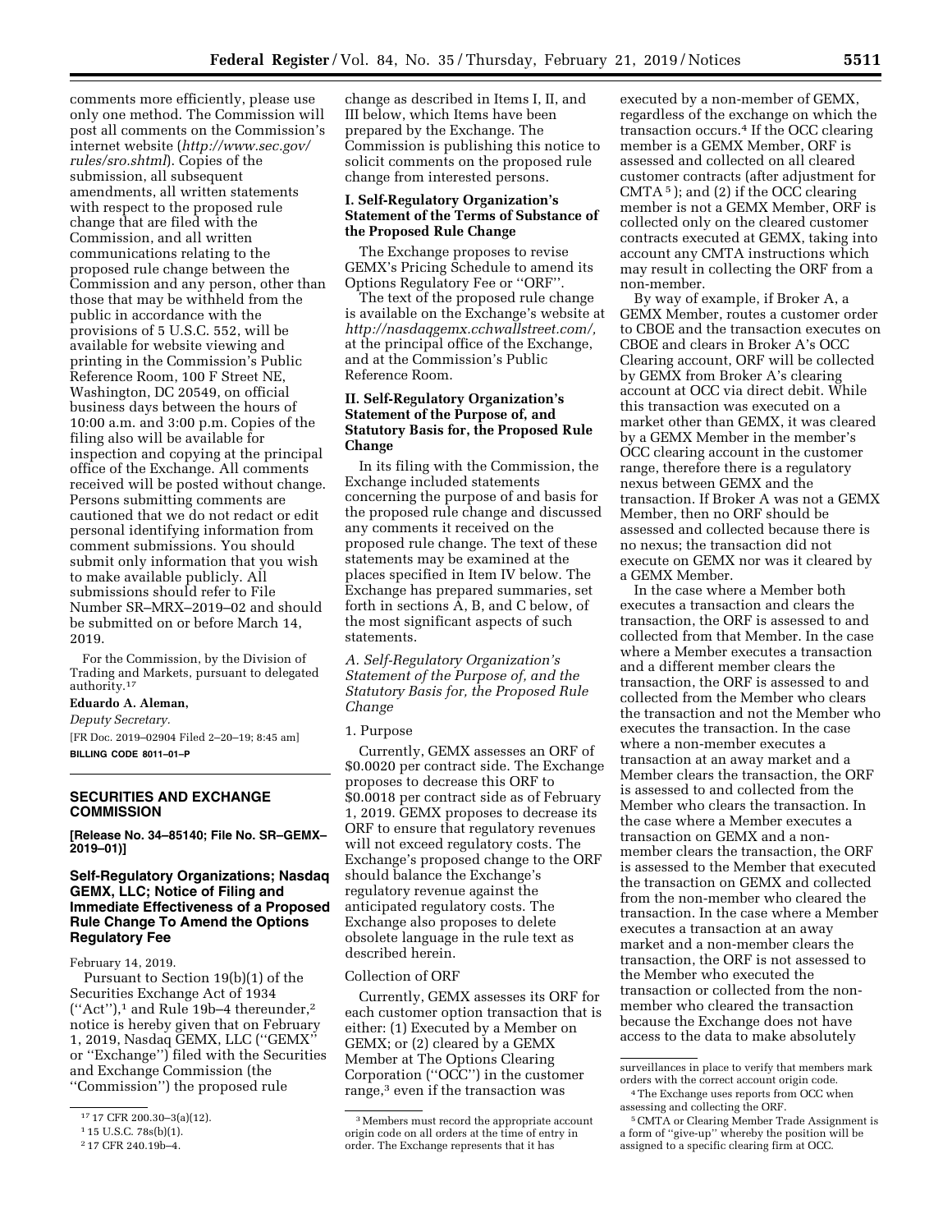comments more efficiently, please use only one method. The Commission will post all comments on the Commission's internet website (*http://www.sec.gov/rules/sro.shtml*). Copies of the submission, all subsequent amendments, all written statements with respect to the proposed rule change that are filed with the Commission, and all written communications relating to the proposed rule change between the Commission and any person, other than those that may be withheld from the public in accordance with the provisions of 5 U.S.C. 552, will be available for website viewing and printing in the Commission's Public Reference Room, 100 F Street NE, Washington, DC 20549, on official business days between the hours of 10:00 a.m. and 3:00 p.m. Copies of the filing also will be available for inspection and copying at the principal office of the Exchange. All comments received will be posted without change. Persons submitting comments are cautioned that we do not redact or edit personal identifying information from comment submissions. You should submit only information that you wish to make available publicly. All submissions should refer to File Number SR–MRX–2019–02 and should be submitted on or before March 14, 2019.

For the Commission, by the Division of Trading and Markets, pursuant to delegated authority.[17]

**Eduardo A. Aleman,**

*Deputy Secretary.*

[FR Doc. 2019–02904 Filed 2–20–19; 8:45 am]

**BILLING CODE 8011–01–P**

## SECURITIES AND EXCHANGE COMMISSION

**[Release No. 34–85140; File No. SR–GEMX–2019–01)]**

## Self-Regulatory Organizations; Nasdaq GEMX, LLC; Notice of Filing and Immediate Effectiveness of a Proposed Rule Change To Amend the Options Regulatory Fee

February 14, 2019.

Pursuant to Section 19(b)(1) of the Securities Exchange Act of 1934 (''Act''),[1] and Rule 19b–4 thereunder,[2] notice is hereby given that on February 1, 2019, Nasdaq GEMX, LLC (''GEMX'' or ''Exchange'') filed with the Securities and Exchange Commission (the ''Commission'') the proposed rule change as described in Items I, II, and III below, which Items have been prepared by the Exchange. The Commission is publishing this notice to solicit comments on the proposed rule change from interested persons.

### I. Self-Regulatory Organization's Statement of the Terms of Substance of the Proposed Rule Change

The Exchange proposes to revise GEMX's Pricing Schedule to amend its Options Regulatory Fee or ''ORF''.

The text of the proposed rule change is available on the Exchange's website at *http://nasdaqgemx.cchwallstreet.com/*, at the principal office of the Exchange, and at the Commission's Public Reference Room.

### II. Self-Regulatory Organization's Statement of the Purpose of, and Statutory Basis for, the Proposed Rule Change

In its filing with the Commission, the Exchange included statements concerning the purpose of and basis for the proposed rule change and discussed any comments it received on the proposed rule change. The text of these statements may be examined at the places specified in Item IV below. The Exchange has prepared summaries, set forth in sections A, B, and C below, of the most significant aspects of such statements.

*A. Self-Regulatory Organization's Statement of the Purpose of, and the Statutory Basis for, the Proposed Rule Change*

1. Purpose

Currently, GEMX assesses an ORF of $0.0020 per contract side. The Exchange proposes to decrease this ORF to $0.0018 per contract side as of February 1, 2019. GEMX proposes to decrease its ORF to ensure that regulatory revenues will not exceed regulatory costs. The Exchange's proposed change to the ORF should balance the Exchange's regulatory revenue against the anticipated regulatory costs. The Exchange also proposes to delete obsolete language in the rule text as described herein.

Collection of ORF

Currently, GEMX assesses its ORF for each customer option transaction that is either: (1) Executed by a Member on GEMX; or (2) cleared by a GEMX Member at The Options Clearing Corporation (''OCC'') in the customer range,[3] even if the transaction was executed by a non-member of GEMX, regardless of the exchange on which the transaction occurs.[4] If the OCC clearing member is a GEMX Member, ORF is assessed and collected on all cleared customer contracts (after adjustment for CMTA [5]); and (2) if the OCC clearing member is not a GEMX Member, ORF is collected only on the cleared customer contracts executed at GEMX, taking into account any CMTA instructions which may result in collecting the ORF from a non-member.

By way of example, if Broker A, a GEMX Member, routes a customer order to CBOE and the transaction executes on CBOE and clears in Broker A's OCC Clearing account, ORF will be collected by GEMX from Broker A's clearing account at OCC via direct debit. While this transaction was executed on a market other than GEMX, it was cleared by a GEMX Member in the member's OCC clearing account in the customer range, therefore there is a regulatory nexus between GEMX and the transaction. If Broker A was not a GEMX Member, then no ORF should be assessed and collected because there is no nexus; the transaction did not execute on GEMX nor was it cleared by a GEMX Member.

In the case where a Member both executes a transaction and clears the transaction, the ORF is assessed to and collected from that Member. In the case where a Member executes a transaction and a different member clears the transaction, the ORF is assessed to and collected from the Member who clears the transaction and not the Member who executes the transaction. In the case where a non-member executes a transaction at an away market and a Member clears the transaction, the ORF is assessed to and collected from the Member who clears the transaction. In the case where a Member executes a transaction on GEMX and a non-member clears the transaction, the ORF is assessed to the Member that executed the transaction on GEMX and collected from the non-member who cleared the transaction. In the case where a Member executes a transaction at an away market and a non-member clears the transaction, the ORF is not assessed to the Member who executed the transaction or collected from the non-member who cleared the transaction because the Exchange does not have access to the data to make absolutely

[17] 17 CFR 200.30–3(a)(12).

[1] 15 U.S.C. 78s(b)(1).

[2] 17 CFR 240.19b–4.

[3] Members must record the appropriate account origin code on all orders at the time of entry in order. The Exchange represents that it has surveillances in place to verify that members mark orders with the correct account origin code.

[4] The Exchange uses reports from OCC when assessing and collecting the ORF.

[5] CMTA or Clearing Member Trade Assignment is a form of ''give-up'' whereby the position will be assigned to a specific clearing firm at OCC.